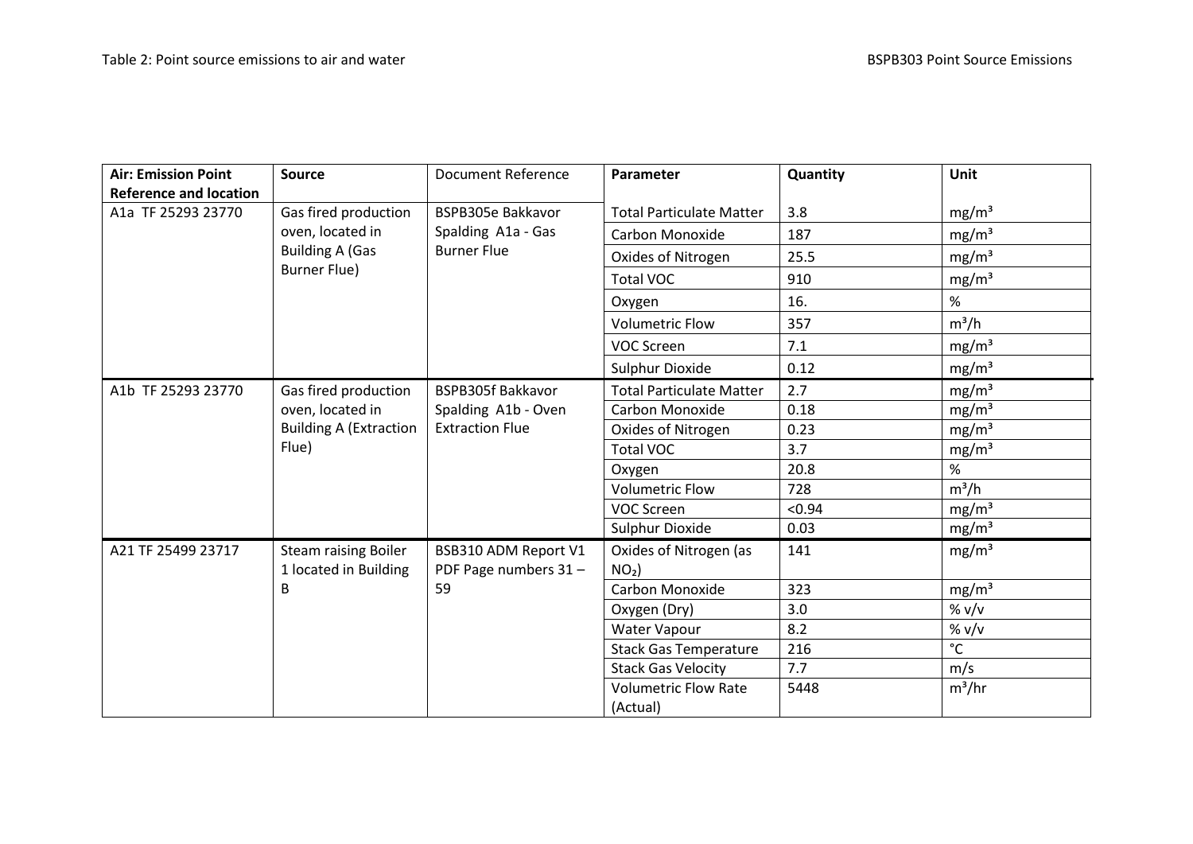Table 2: Point source emissions to air and water

| Air: Emission Point Reference and location | Source | Document Reference | Parameter | Quantity | Unit |
|---|---|---|---|---|---|
| A1a TF 25293 23770 | Gas fired production oven, located in Building A (Gas Burner Flue) | BSPB305e Bakkavor Spalding A1a - Gas Burner Flue | Total Particulate Matter | 3.8 | mg/m³ |
| | | | Carbon Monoxide | 187 | mg/m³ |
| | | | Oxides of Nitrogen | 25.5 | mg/m³ |
| | | | Total VOC | 910 | mg/m³ |
| | | | Oxygen | 16. | % |
| | | | Volumetric Flow | 357 | m³/h |
| | | | VOC Screen | 7.1 | mg/m³ |
| | | | Sulphur Dioxide | 0.12 | mg/m³ |
| A1b TF 25293 23770 | Gas fired production oven, located in Building A (Extraction Flue) | BSPB305f Bakkavor Spalding A1b - Oven Extraction Flue | Total Particulate Matter | 2.7 | mg/m³ |
| | | | Carbon Monoxide | 0.18 | mg/m³ |
| | | | Oxides of Nitrogen | 0.23 | mg/m³ |
| | | | Total VOC | 3.7 | mg/m³ |
| | | | Oxygen | 20.8 | % |
| | | | Volumetric Flow | 728 | m³/h |
| | | | VOC Screen | <0.94 | mg/m³ |
| | | | Sulphur Dioxide | 0.03 | mg/m³ |
| A21 TF 25499 23717 | Steam raising Boiler 1 located in Building B | BSB310 ADM Report V1 PDF Page numbers 31 – 59 | Oxides of Nitrogen (as $NO_2$) | 141 | mg/m³ |
| | | | Carbon Monoxide | 323 | mg/m³ |
| | | | Oxygen (Dry) | 3.0 | % v/v |
| | | | Water Vapour | 8.2 | % v/v |
| | | | Stack Gas Temperature | 216 | °C |
| | | | Stack Gas Velocity | 7.7 | m/s |
| | | | Volumetric Flow Rate (Actual) | 5448 | m³/hr |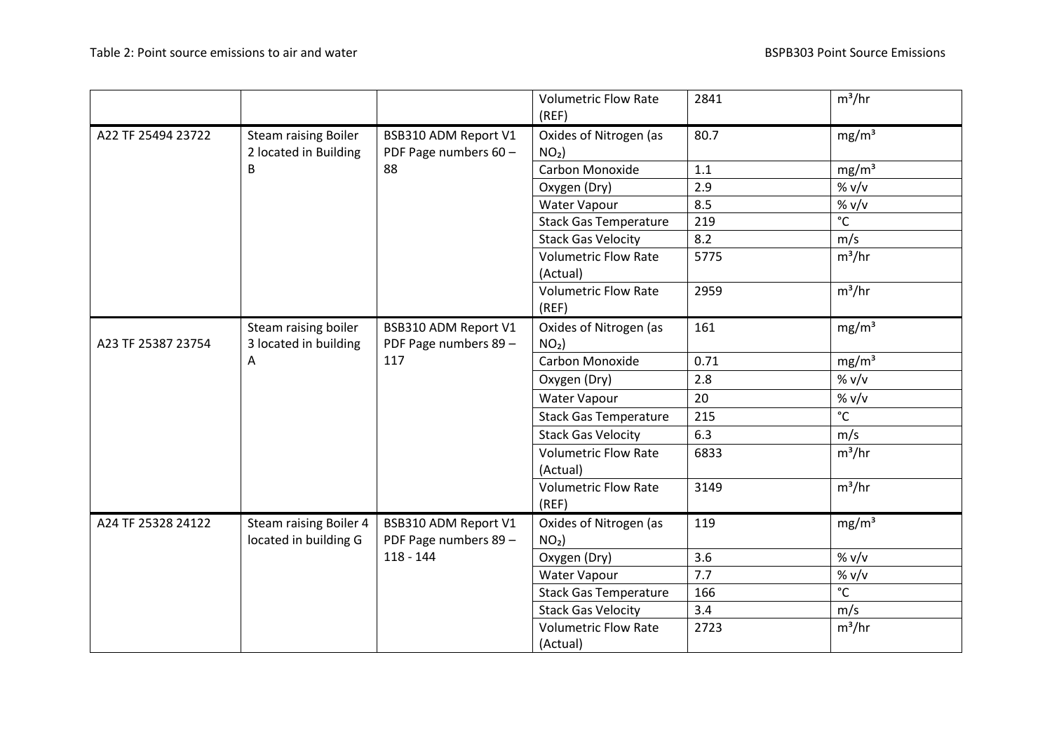| | | | Volumetric Flow Rate (REF) | 2841 | $m^3/hr$ |
|---|---|---|---|---|---|
| A22 TF 25494 23722 | Steam raising Boiler 2 located in Building B | BSB310 ADM Report V1 PDF Page numbers 60 – 88 | Oxides of Nitrogen (as $NO_2$) | 80.7 | $mg/m^3$ |
| | | | Carbon Monoxide | 1.1 | $mg/m^3$ |
| | | | Oxygen (Dry) | 2.9 | % v/v |
| | | | Water Vapour | 8.5 | % v/v |
| | | | Stack Gas Temperature | 219 | °C |
| | | | Stack Gas Velocity | 8.2 | m/s |
| | | | Volumetric Flow Rate (Actual) | 5775 | $m^3/hr$ |
| | | | Volumetric Flow Rate (REF) | 2959 | $m^3/hr$ |
| A23 TF 25387 23754 | Steam raising boiler 3 located in building A | BSB310 ADM Report V1 PDF Page numbers 89 – 117 | Oxides of Nitrogen (as $NO_2$) | 161 | $mg/m^3$ |
| | | | Carbon Monoxide | 0.71 | $mg/m^3$ |
| | | | Oxygen (Dry) | 2.8 | % v/v |
| | | | Water Vapour | 20 | % v/v |
| | | | Stack Gas Temperature | 215 | °C |
| | | | Stack Gas Velocity | 6.3 | m/s |
| | | | Volumetric Flow Rate (Actual) | 6833 | $m^3/hr$ |
| | | | Volumetric Flow Rate (REF) | 3149 | $m^3/hr$ |
| A24 TF 25328 24122 | Steam raising Boiler 4 located in building G | BSB310 ADM Report V1 PDF Page numbers 89 – 118 - 144 | Oxides of Nitrogen (as $NO_2$) | 119 | $mg/m^3$ |
| | | | Oxygen (Dry) | 3.6 | % v/v |
| | | | Water Vapour | 7.7 | % v/v |
| | | | Stack Gas Temperature | 166 | °C |
| | | | Stack Gas Velocity | 3.4 | m/s |
| | | | Volumetric Flow Rate (Actual) | 2723 | $m^3/hr$ |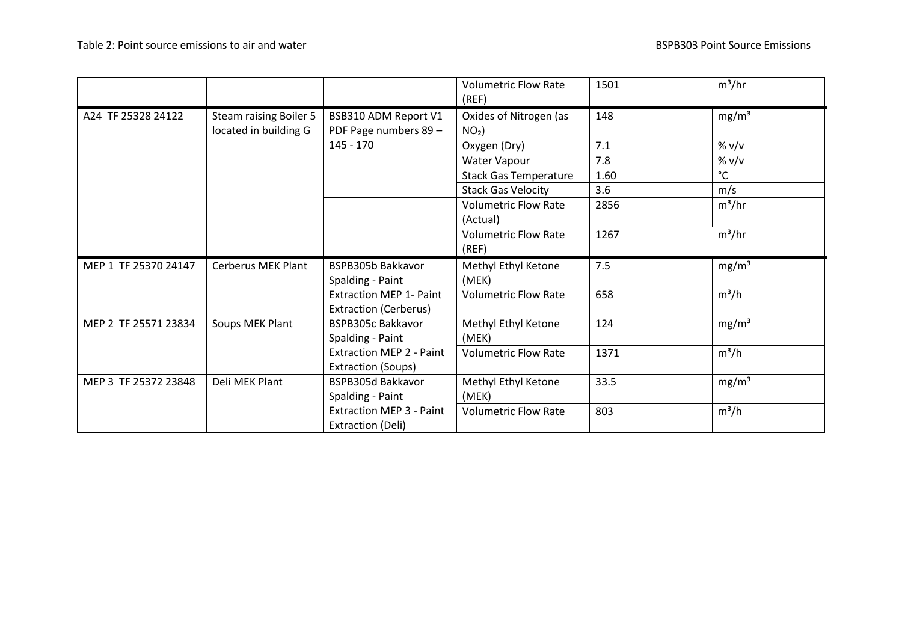Table 2: Point source emissions to air and water

| | | | | | |
|---|---|---|---|---|---|
| | | | Volumetric Flow Rate (REF) | 1501 | $m^3/hr$ |
| A24 TF 25328 24122 | Steam raising Boiler 5 located in building G | BSB310 ADM Report V1 PDF Page numbers 89 – 145 - 170 | Oxides of Nitrogen (as $NO_2$) | 148 | $mg/m^3$ |
| | | | Oxygen (Dry) | 7.1 | % v/v |
| | | | Water Vapour | 7.8 | % v/v |
| | | | Stack Gas Temperature | 1.60 | °C |
| | | | Stack Gas Velocity | 3.6 | m/s |
| | | | Volumetric Flow Rate (Actual) | 2856 | $m^3/hr$ |
| | | | Volumetric Flow Rate (REF) | 1267 | $m^3/hr$ |
| MEP 1 TF 25370 24147 | Cerberus MEK Plant | BSPB305b Bakkavor Spalding - Paint Extraction MEP 1- Paint Extraction (Cerberus) | Methyl Ethyl Ketone (MEK) | 7.5 | $mg/m^3$ |
| | | | Volumetric Flow Rate | 658 | $m^3/h$ |
| MEP 2 TF 25571 23834 | Soups MEK Plant | BSPB305c Bakkavor Spalding - Paint Extraction MEP 2 - Paint Extraction (Soups) | Methyl Ethyl Ketone (MEK) | 124 | $mg/m^3$ |
| | | | Volumetric Flow Rate | 1371 | $m^3/h$ |
| MEP 3 TF 25372 23848 | Deli MEK Plant | BSPB305d Bakkavor Spalding - Paint Extraction MEP 3 - Paint Extraction (Deli) | Methyl Ethyl Ketone (MEK) | 33.5 | $mg/m^3$ |
| | | | Volumetric Flow Rate | 803 | $m^3/h$ |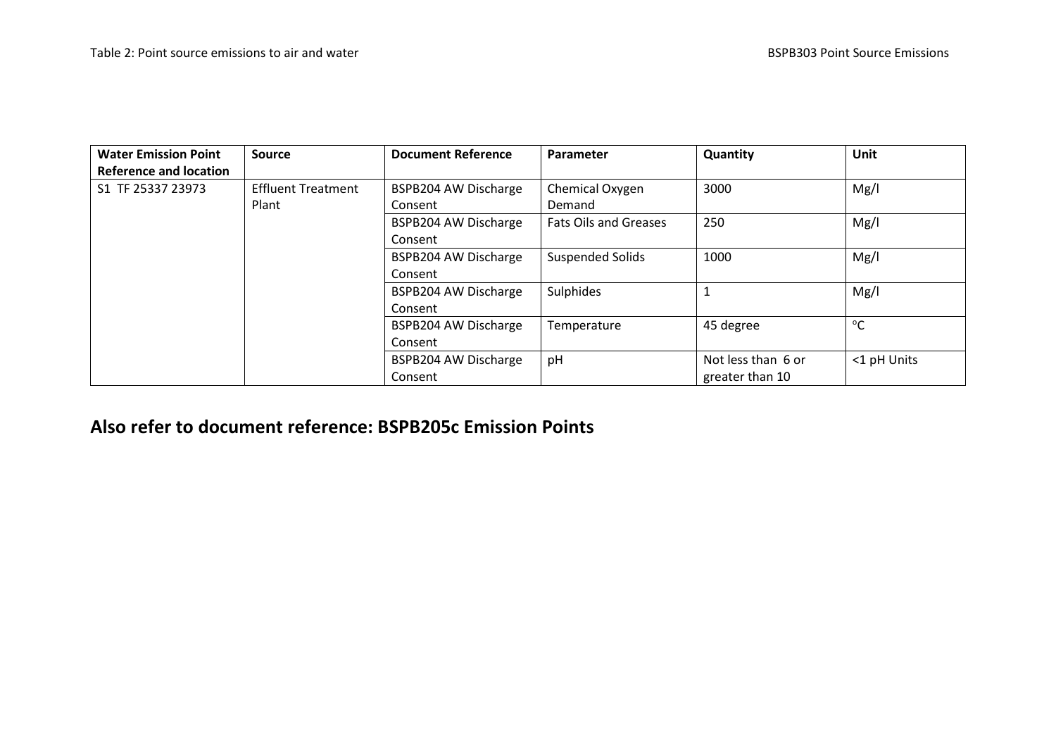| Water Emission Point Reference and location | Source | Document Reference | Parameter | Quantity | Unit |
|---|---|---|---|---|---|
| S1 TF 25337 23973 | Effluent Treatment Plant | BSPB204 AW Discharge Consent | Chemical Oxygen Demand | 3000 | Mg/l |
| | | BSPB204 AW Discharge Consent | Fats Oils and Greases | 250 | Mg/l |
| | | BSPB204 AW Discharge Consent | Suspended Solids | 1000 | Mg/l |
| | | BSPB204 AW Discharge Consent | Sulphides | 1 | Mg/l |
| | | BSPB204 AW Discharge Consent | Temperature | 45 degree | °C |
| | | BSPB204 AW Discharge Consent | pH | Not less than 6 or greater than 10 | <1 pH Units |

## Also refer to document reference: BSPB205c Emission Points